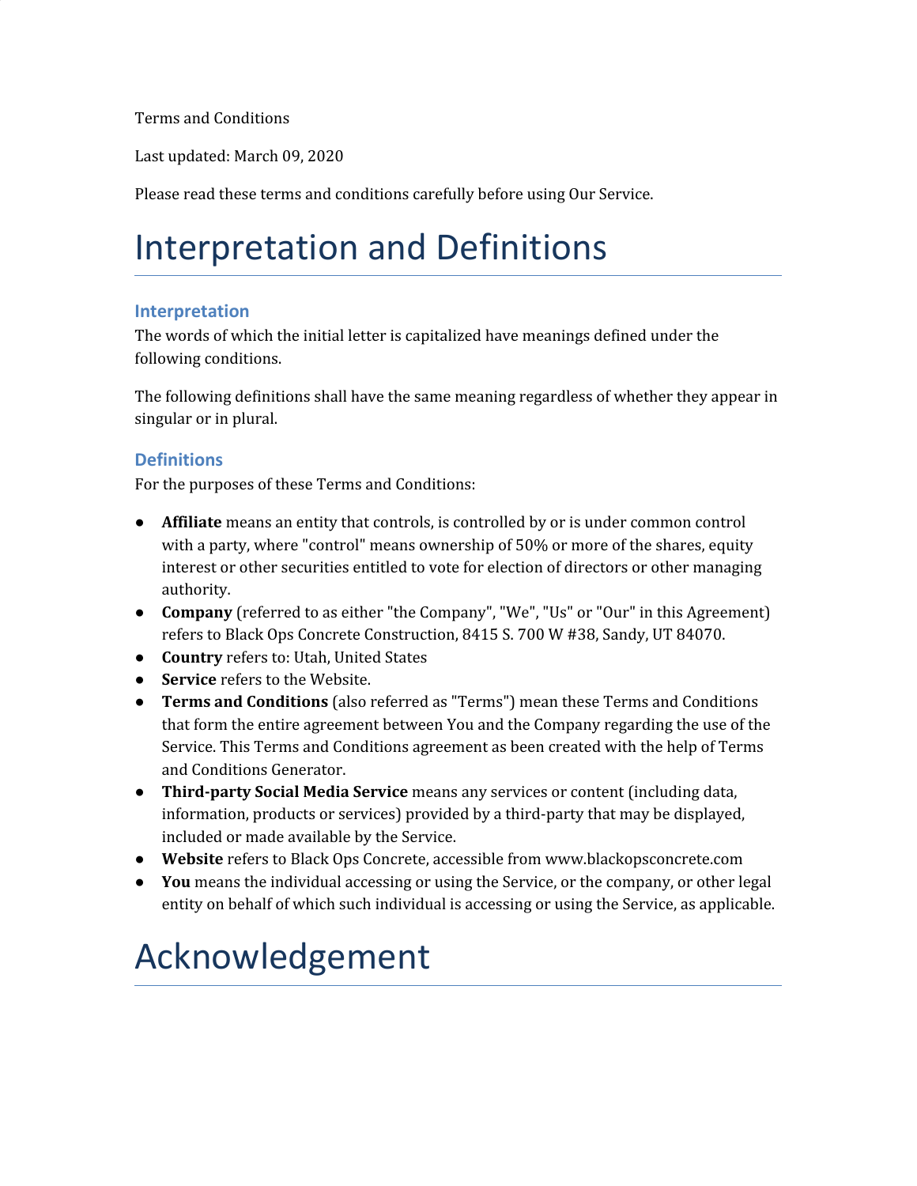Terms and Conditions

Last updated: March 09, 2020

Please read these terms and conditions carefully before using Our Service.

# Interpretation and Definitions

### Interpretation

The words of which the initial letter is capitalized have meanings defined under the following conditions.

The following definitions shall have the same meaning regardless of whether they appear in singular or in plural.

### Definitions

For the purposes of these Terms and Conditions:

- **Affiliate** means an entity that controls, is controlled by or is under common control with a party, where "control" means ownership of 50% or more of the shares, equity interest or other securities entitled to vote for election of directors or other managing authority.
- **Company** (referred to as either "the Company", "We", "Us" or "Our" in this Agreement) refers to Black Ops Concrete Construction, 8415 S. 700 W #38, Sandy, UT 84070.
- **Country** refers to: Utah, United States
- **Service** refers to the Website.
- **Terms and Conditions** (also referred as "Terms") mean these Terms and Conditions that form the entire agreement between You and the Company regarding the use of the Service. This Terms and Conditions agreement as been created with the help of Terms and Conditions Generator.
- **Third-party Social Media Service** means any services or content (including data, information, products or services) provided by a third-party that may be displayed, included or made available by the Service.
- **Website** refers to Black Ops Concrete, accessible from www.blackopsconcrete.com
- **You** means the individual accessing or using the Service, or the company, or other legal entity on behalf of which such individual is accessing or using the Service, as applicable.

# Acknowledgement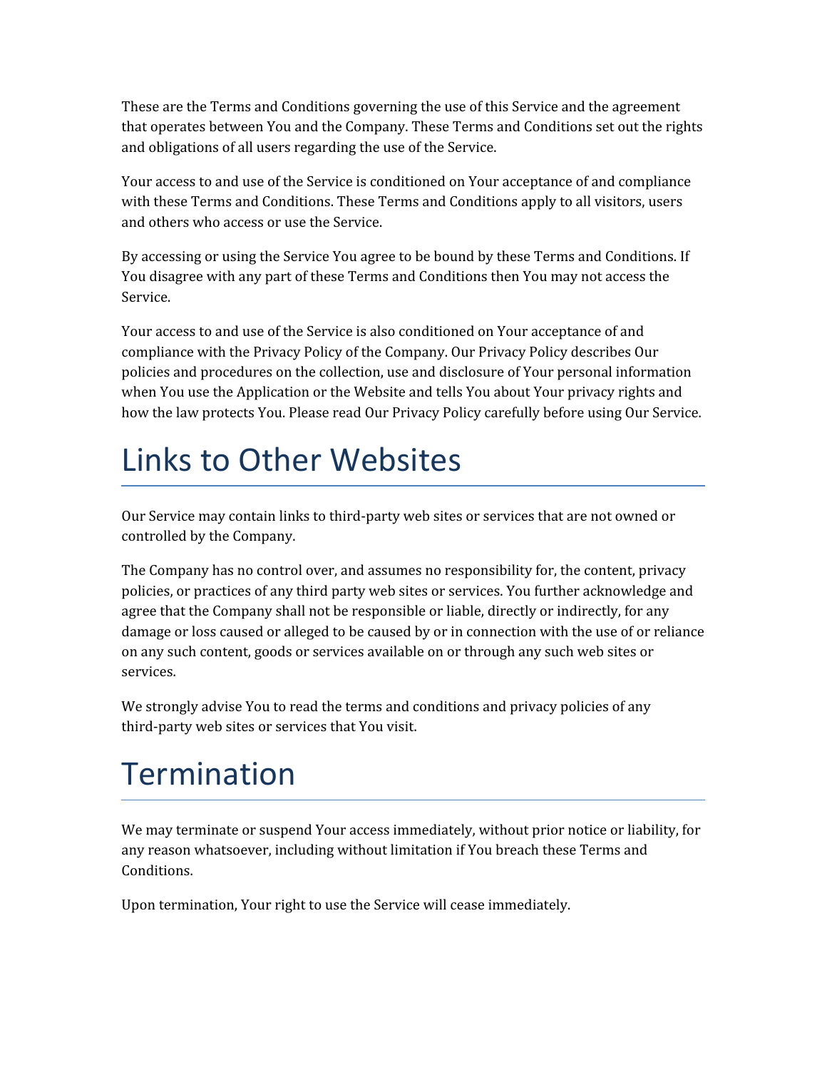These are the Terms and Conditions governing the use of this Service and the agreement that operates between You and the Company. These Terms and Conditions set out the rights and obligations of all users regarding the use of the Service.

Your access to and use of the Service is conditioned on Your acceptance of and compliance with these Terms and Conditions. These Terms and Conditions apply to all visitors, users and others who access or use the Service.

By accessing or using the Service You agree to be bound by these Terms and Conditions. If You disagree with any part of these Terms and Conditions then You may not access the Service.

Your access to and use of the Service is also conditioned on Your acceptance of and compliance with the Privacy Policy of the Company. Our Privacy Policy describes Our policies and procedures on the collection, use and disclosure of Your personal information when You use the Application or the Website and tells You about Your privacy rights and how the law protects You. Please read Our Privacy Policy carefully before using Our Service.

# Links to Other Websites

Our Service may contain links to third-party web sites or services that are not owned or controlled by the Company.

The Company has no control over, and assumes no responsibility for, the content, privacy policies, or practices of any third party web sites or services. You further acknowledge and agree that the Company shall not be responsible or liable, directly or indirectly, for any damage or loss caused or alleged to be caused by or in connection with the use of or reliance on any such content, goods or services available on or through any such web sites or services.

We strongly advise You to read the terms and conditions and privacy policies of any third-party web sites or services that You visit.

# Termination

We may terminate or suspend Your access immediately, without prior notice or liability, for any reason whatsoever, including without limitation if You breach these Terms and Conditions.

Upon termination, Your right to use the Service will cease immediately.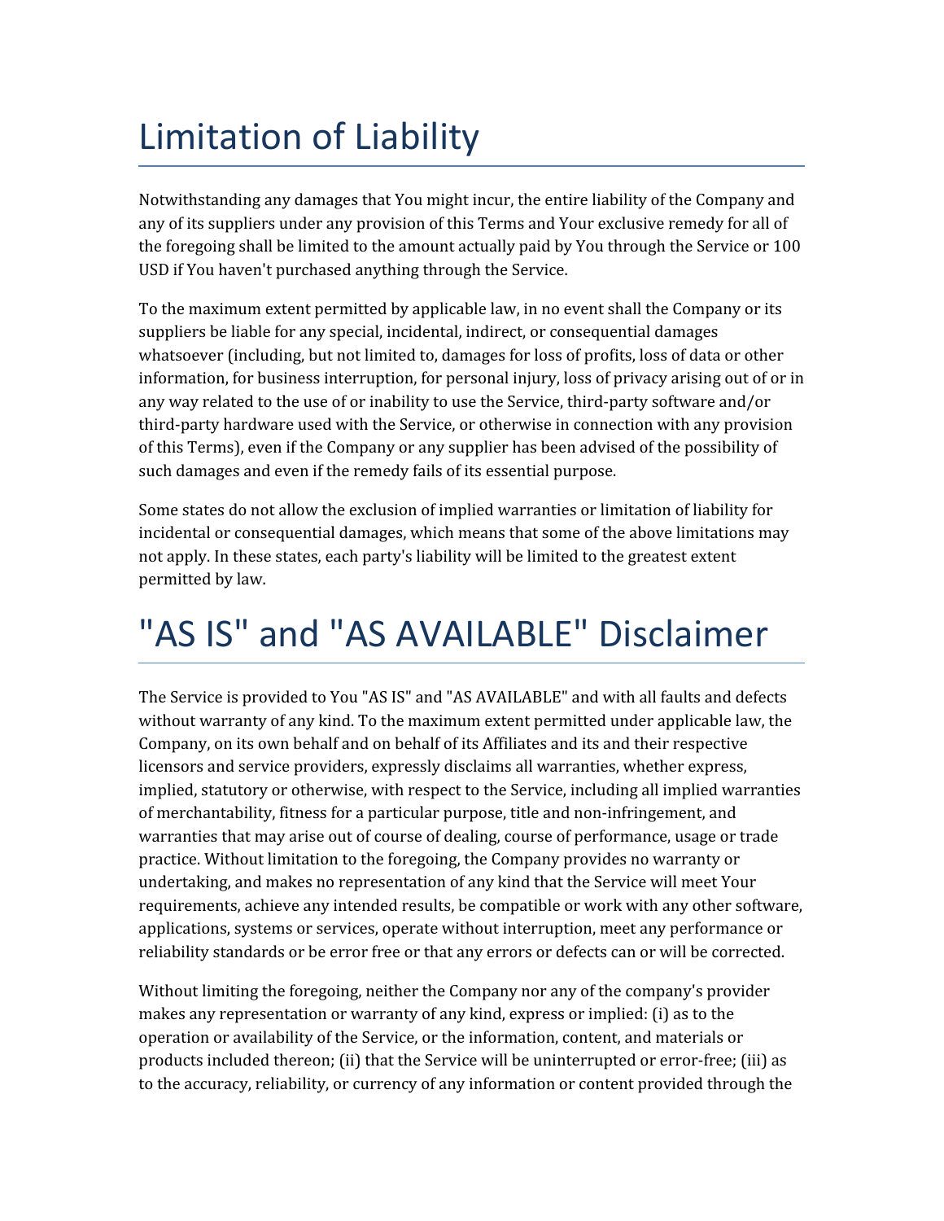# Limitation of Liability

Notwithstanding any damages that You might incur, the entire liability of the Company and any of its suppliers under any provision of this Terms and Your exclusive remedy for all of the foregoing shall be limited to the amount actually paid by You through the Service or 100 USD if You haven't purchased anything through the Service.

To the maximum extent permitted by applicable law, in no event shall the Company or its suppliers be liable for any special, incidental, indirect, or consequential damages whatsoever (including, but not limited to, damages for loss of profits, loss of data or other information, for business interruption, for personal injury, loss of privacy arising out of or in any way related to the use of or inability to use the Service, third-party software and/or third-party hardware used with the Service, or otherwise in connection with any provision of this Terms), even if the Company or any supplier has been advised of the possibility of such damages and even if the remedy fails of its essential purpose.

Some states do not allow the exclusion of implied warranties or limitation of liability for incidental or consequential damages, which means that some of the above limitations may not apply. In these states, each party's liability will be limited to the greatest extent permitted by law.

# "AS IS" and "AS AVAILABLE" Disclaimer

The Service is provided to You "AS IS" and "AS AVAILABLE" and with all faults and defects without warranty of any kind. To the maximum extent permitted under applicable law, the Company, on its own behalf and on behalf of its Affiliates and its and their respective licensors and service providers, expressly disclaims all warranties, whether express, implied, statutory or otherwise, with respect to the Service, including all implied warranties of merchantability, fitness for a particular purpose, title and non-infringement, and warranties that may arise out of course of dealing, course of performance, usage or trade practice. Without limitation to the foregoing, the Company provides no warranty or undertaking, and makes no representation of any kind that the Service will meet Your requirements, achieve any intended results, be compatible or work with any other software, applications, systems or services, operate without interruption, meet any performance or reliability standards or be error free or that any errors or defects can or will be corrected.

Without limiting the foregoing, neither the Company nor any of the company's provider makes any representation or warranty of any kind, express or implied: (i) as to the operation or availability of the Service, or the information, content, and materials or products included thereon; (ii) that the Service will be uninterrupted or error-free; (iii) as to the accuracy, reliability, or currency of any information or content provided through the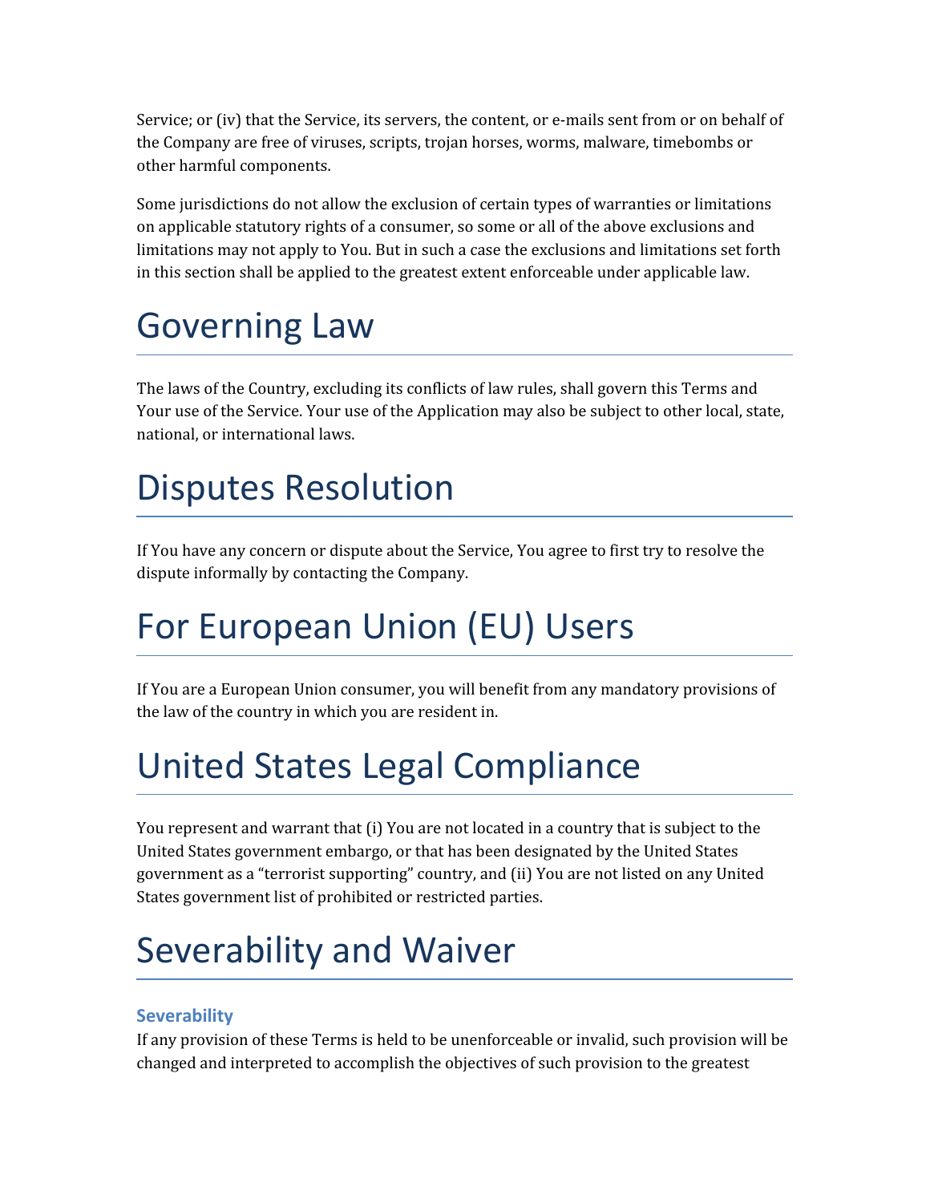Service; or (iv) that the Service, its servers, the content, or e-mails sent from or on behalf of the Company are free of viruses, scripts, trojan horses, worms, malware, timebombs or other harmful components.

Some jurisdictions do not allow the exclusion of certain types of warranties or limitations on applicable statutory rights of a consumer, so some or all of the above exclusions and limitations may not apply to You. But in such a case the exclusions and limitations set forth in this section shall be applied to the greatest extent enforceable under applicable law.

# Governing Law

The laws of the Country, excluding its conflicts of law rules, shall govern this Terms and Your use of the Service. Your use of the Application may also be subject to other local, state, national, or international laws.

# Disputes Resolution

If You have any concern or dispute about the Service, You agree to first try to resolve the dispute informally by contacting the Company.

# For European Union (EU) Users

If You are a European Union consumer, you will benefit from any mandatory provisions of the law of the country in which you are resident in.

# United States Legal Compliance

You represent and warrant that (i) You are not located in a country that is subject to the United States government embargo, or that has been designated by the United States government as a “terrorist supporting” country, and (ii) You are not listed on any United States government list of prohibited or restricted parties.

# Severability and Waiver

### Severability

If any provision of these Terms is held to be unenforceable or invalid, such provision will be changed and interpreted to accomplish the objectives of such provision to the greatest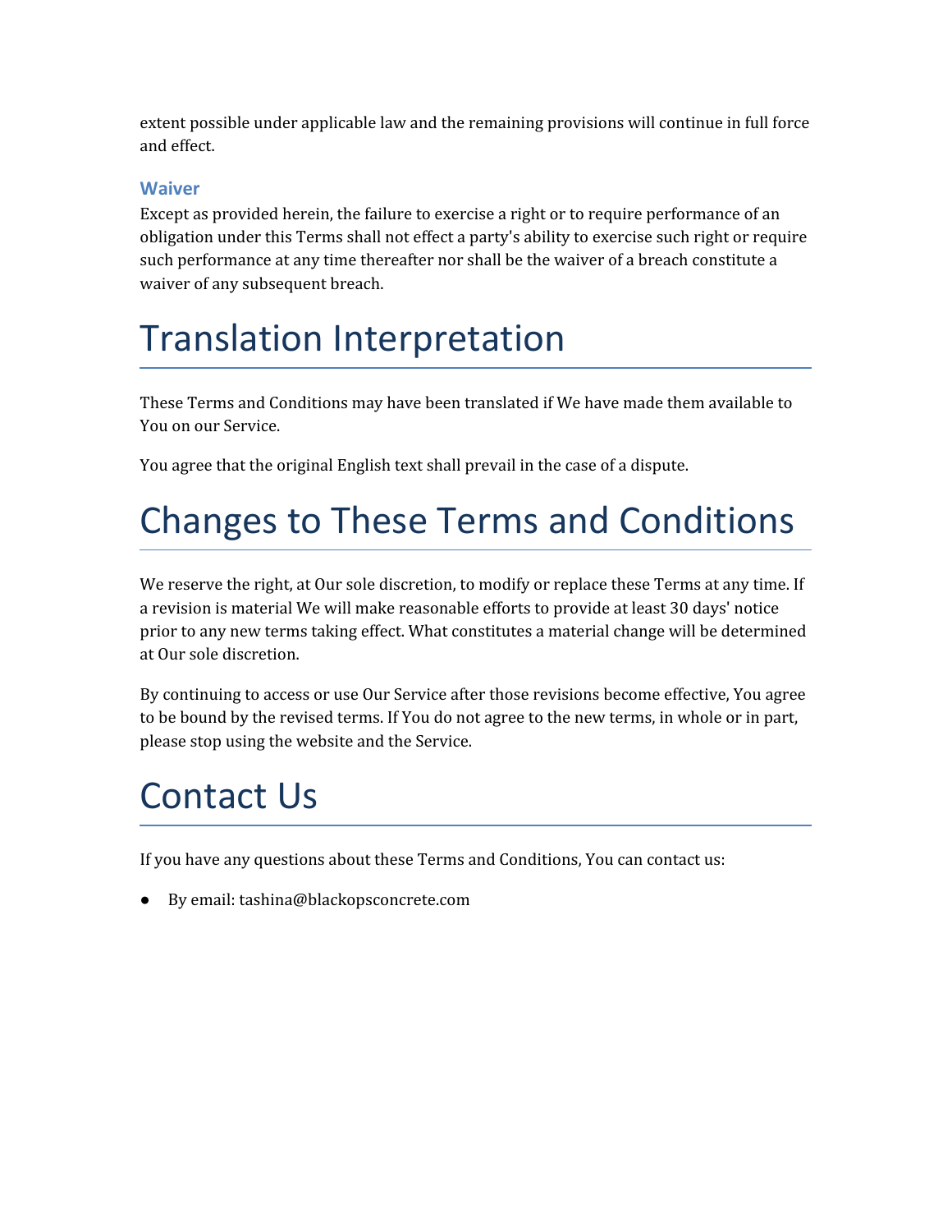extent possible under applicable law and the remaining provisions will continue in full force and effect.

### Waiver

Except as provided herein, the failure to exercise a right or to require performance of an obligation under this Terms shall not effect a party's ability to exercise such right or require such performance at any time thereafter nor shall be the waiver of a breach constitute a waiver of any subsequent breach.

# Translation Interpretation

These Terms and Conditions may have been translated if We have made them available to You on our Service.

You agree that the original English text shall prevail in the case of a dispute.

# Changes to These Terms and Conditions

We reserve the right, at Our sole discretion, to modify or replace these Terms at any time. If a revision is material We will make reasonable efforts to provide at least 30 days' notice prior to any new terms taking effect. What constitutes a material change will be determined at Our sole discretion.

By continuing to access or use Our Service after those revisions become effective, You agree to be bound by the revised terms. If You do not agree to the new terms, in whole or in part, please stop using the website and the Service.

# Contact Us

If you have any questions about these Terms and Conditions, You can contact us:

- By email: tashina@blackopsconcrete.com